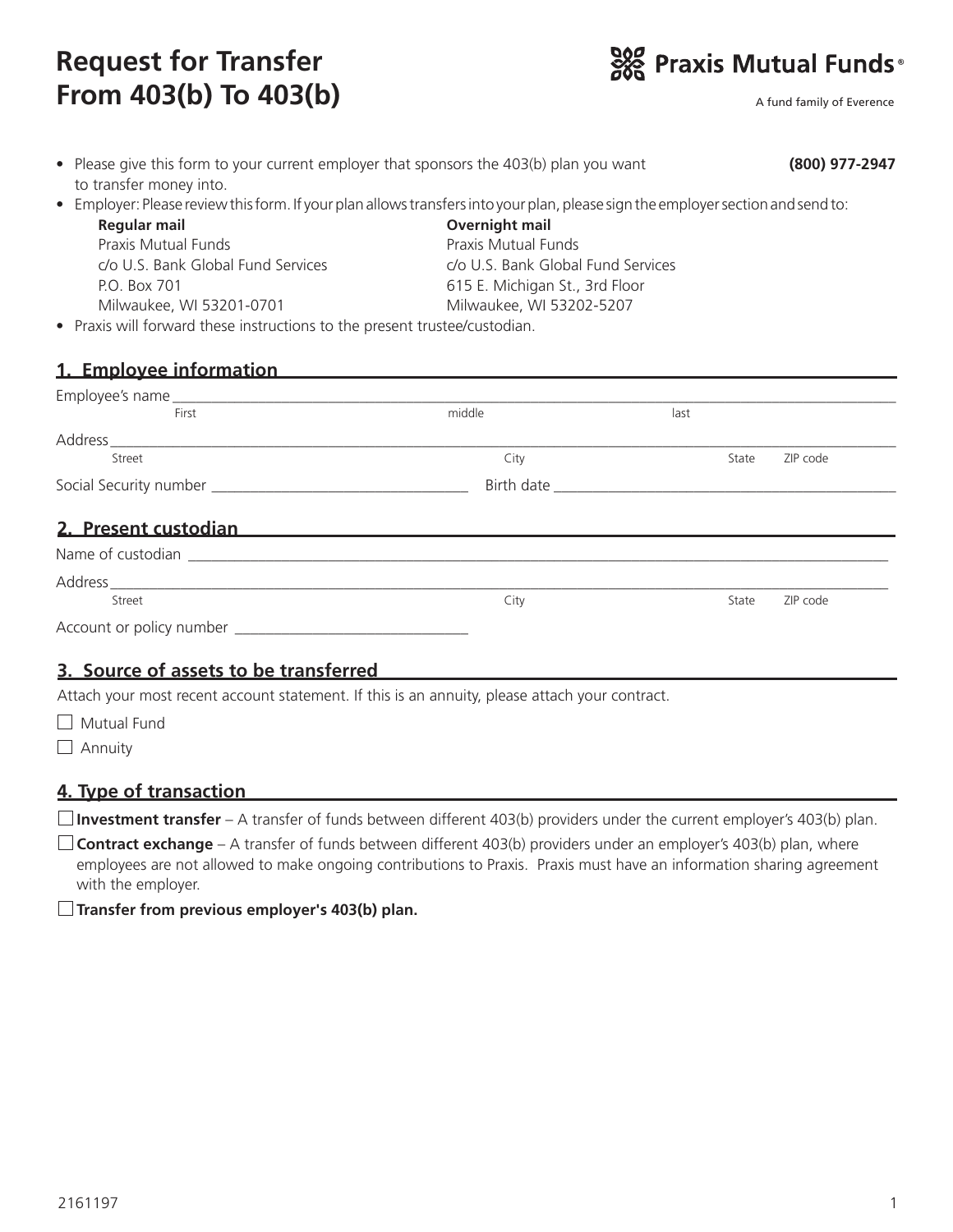# Request for Transfer From 403(b) To 403(b)

Praxis Mutual Funds®

A fund family of Everence

- Please give this form to your current employer that sponsors the 403(b) plan you want to transfer money into.

**(800) 977-2947**

- Employer: Please review this form. If your plan allows transfers into your plan, please sign the employer section and send to:

| **Regular mail** | **Overnight mail** |
|---|---|
| Praxis Mutual Funds | Praxis Mutual Funds |
| c/o U.S. Bank Global Fund Services | c/o U.S. Bank Global Fund Services |
| P.O. Box 701 | 615 E. Michigan St., 3rd Floor |
| Milwaukee, WI 53201-0701 | Milwaukee, WI 53202-5207 |

- Praxis will forward these instructions to the present trustee/custodian.

## 1. Employee information

Employee's name ____________________________________________
First middle last

Address ____________________________________________
Street City State ZIP code

Social Security number ______________________ Birth date ______________________

## 2. Present custodian

Name of custodian ____________________________________________

Address ____________________________________________
Street City State ZIP code

Account or policy number ______________________

## 3. Source of assets to be transferred

Attach your most recent account statement. If this is an annuity, please attach your contract.

☐ Mutual Fund

☐ Annuity

## 4. Type of transaction

☐ **Investment transfer** – A transfer of funds between different 403(b) providers under the current employer's 403(b) plan.

☐ **Contract exchange** – A transfer of funds between different 403(b) providers under an employer's 403(b) plan, where employees are not allowed to make ongoing contributions to Praxis. Praxis must have an information sharing agreement with the employer.

☐ **Transfer from previous employer's 403(b) plan.**

2161197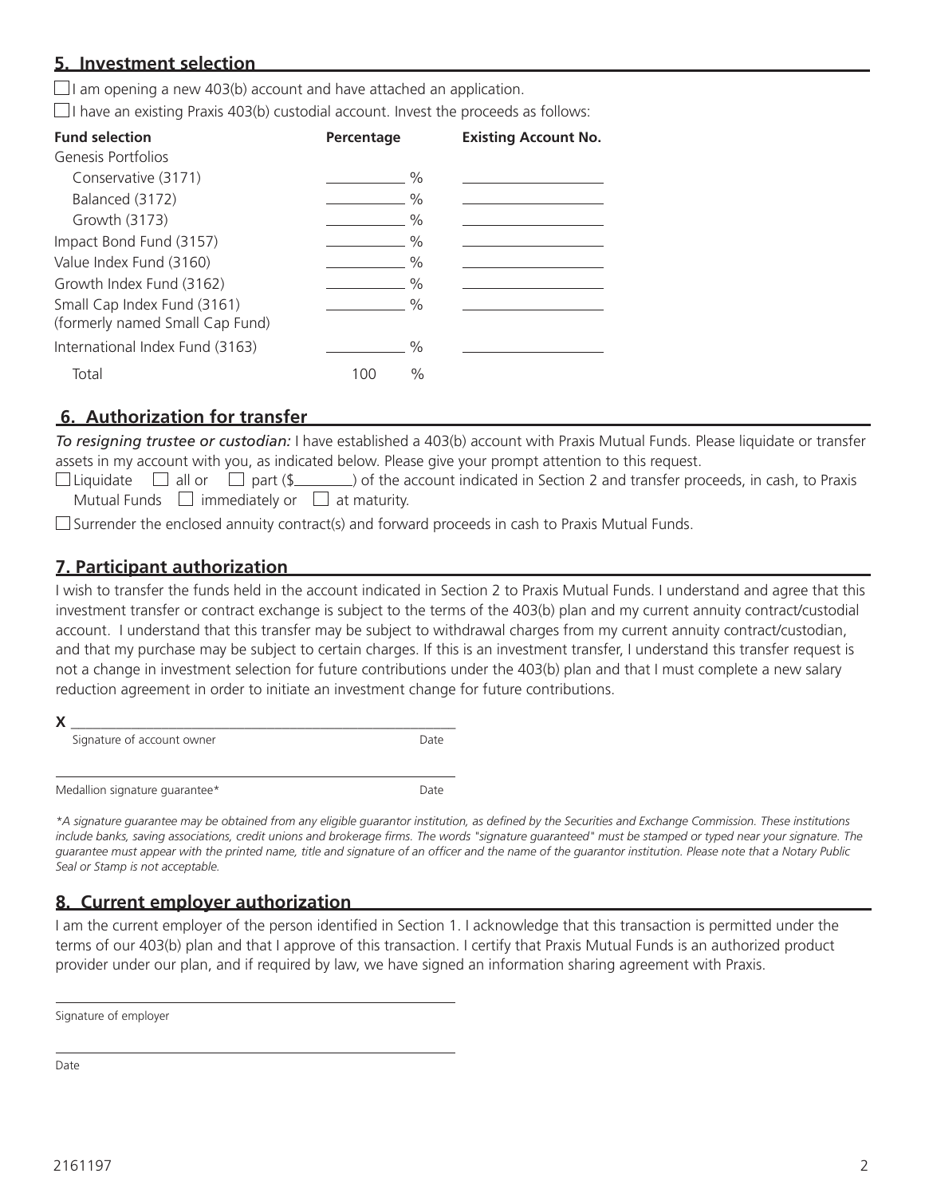## 5. Investment selection

☐ I am opening a new 403(b) account and have attached an application.

☐ I have an existing Praxis 403(b) custodial account. Invest the proceeds as follows:

| Fund selection | Percentage | Existing Account No. |
| --- | --- | --- |
| Genesis Portfolios | | |
| Conservative (3171) | _____ % | _____ |
| Balanced (3172) | _____ % | _____ |
| Growth (3173) | _____ % | _____ |
| Impact Bond Fund (3157) | _____ % | _____ |
| Value Index Fund (3160) | _____ % | _____ |
| Growth Index Fund (3162) | _____ % | _____ |
| Small Cap Index Fund (3161) (formerly named Small Cap Fund) | _____ % | _____ |
| International Index Fund (3163) | _____ % | _____ |
| Total | 100 % | |

## 6. Authorization for transfer

*To resigning trustee or custodian:* I have established a 403(b) account with Praxis Mutual Funds. Please liquidate or transfer assets in my account with you, as indicated below. Please give your prompt attention to this request.

☐ Liquidate ☐ all or ☐ part ($_______) of the account indicated in Section 2 and transfer proceeds, in cash, to Praxis Mutual Funds ☐ immediately or ☐ at maturity.

☐ Surrender the enclosed annuity contract(s) and forward proceeds in cash to Praxis Mutual Funds.

## 7. Participant authorization

I wish to transfer the funds held in the account indicated in Section 2 to Praxis Mutual Funds. I understand and agree that this investment transfer or contract exchange is subject to the terms of the 403(b) plan and my current annuity contract/custodial account. I understand that this transfer may be subject to withdrawal charges from my current annuity contract/custodian, and that my purchase may be subject to certain charges. If this is an investment transfer, I understand this transfer request is not a change in investment selection for future contributions under the 403(b) plan and that I must complete a new salary reduction agreement in order to initiate an investment change for future contributions.

X ______________________________________________

Signature of account owner — Date

______________________________________________

Medallion signature guarantee* — Date

*\*A signature guarantee may be obtained from any eligible guarantor institution, as defined by the Securities and Exchange Commission. These institutions include banks, saving associations, credit unions and brokerage firms. The words "signature guaranteed" must be stamped or typed near your signature. The guarantee must appear with the printed name, title and signature of an officer and the name of the guarantor institution. Please note that a Notary Public Seal or Stamp is not acceptable.*

## 8. Current employer authorization

I am the current employer of the person identified in Section 1. I acknowledge that this transaction is permitted under the terms of our 403(b) plan and that I approve of this transaction. I certify that Praxis Mutual Funds is an authorized product provider under our plan, and if required by law, we have signed an information sharing agreement with Praxis.

______________________________________________

Signature of employer

______________________________________________

Date

2161197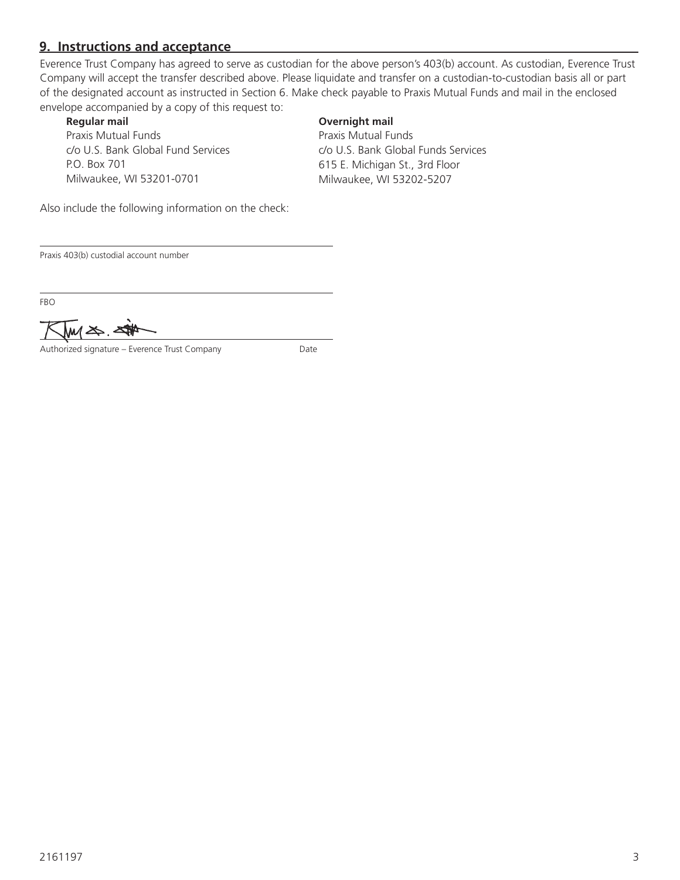## 9. Instructions and acceptance

Everence Trust Company has agreed to serve as custodian for the above person's 403(b) account. As custodian, Everence Trust Company will accept the transfer described above. Please liquidate and transfer on a custodian-to-custodian basis all or part of the designated account as instructed in Section 6. Make check payable to Praxis Mutual Funds and mail in the enclosed envelope accompanied by a copy of this request to:

**Regular mail**
Praxis Mutual Funds
c/o U.S. Bank Global Fund Services
P.O. Box 701
Milwaukee, WI 53201-0701

**Overnight mail**
Praxis Mutual Funds
c/o U.S. Bank Global Funds Services
615 E. Michigan St., 3rd Floor
Milwaukee, WI 53202-5207

Also include the following information on the check:

\_\_\_\_\_\_\_\_\_\_\_\_\_\_\_\_\_\_\_\_\_\_\_\_\_\_\_\_\_\_\_\_\_\_\_\_\_\_\_\_
Praxis 403(b) custodial account number

\_\_\_\_\_\_\_\_\_\_\_\_\_\_\_\_\_\_\_\_\_\_\_\_\_\_\_\_\_\_\_\_\_\_\_\_\_\_\_\_
FBO

\_\_\_\_\_\_\_\_\_\_\_\_\_\_\_\_\_\_\_\_\_\_\_\_\_\_\_\_\_\_\_\_\_\_\_\_\_\_\_\_
Authorized signature – Everence Trust Company Date

2161197